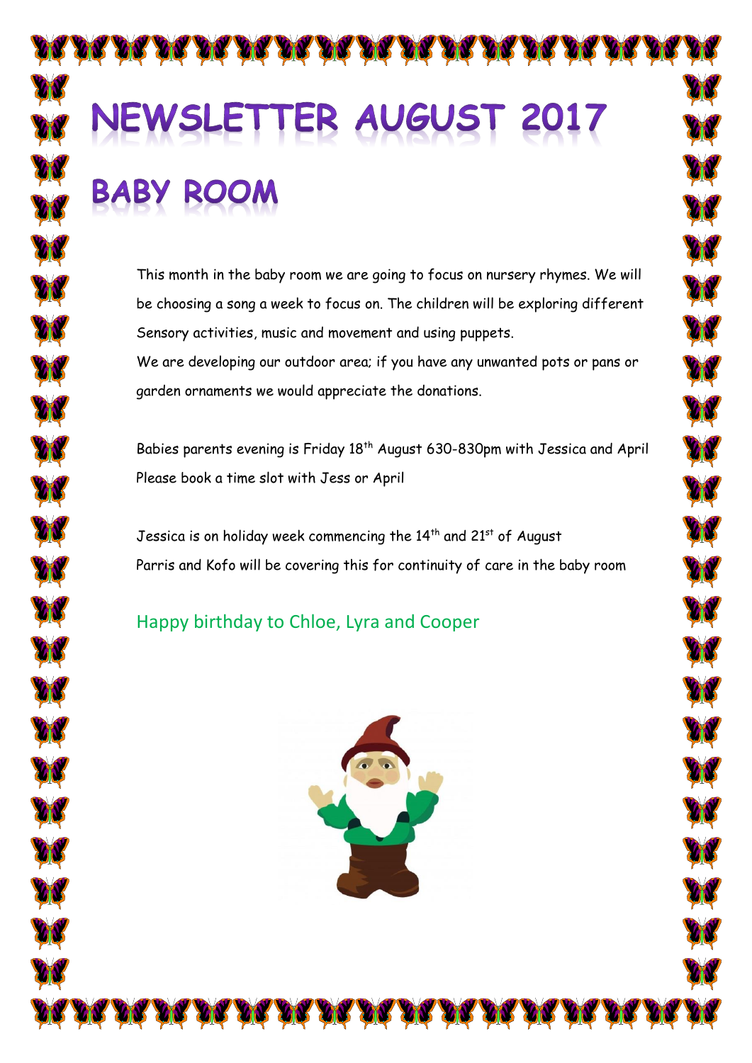# NEWSLETTER AUGUST 2017

## BABY ROOM

This month in the baby room we are going to focus on nursery rhymes. We will be choosing a song a week to focus on. The children will be exploring different Sensory activities, music and movement and using puppets.
We are developing our outdoor area; if you have any unwanted pots or pans or garden ornaments we would appreciate the donations.

Babies parents evening is Friday 18th August 630-830pm with Jessica and April
Please book a time slot with Jess or April

Jessica is on holiday week commencing the 14th and 21st of August
Parris and Kofo will be covering this for continuity of care in the baby room

Happy birthday to Chloe, Lyra and Cooper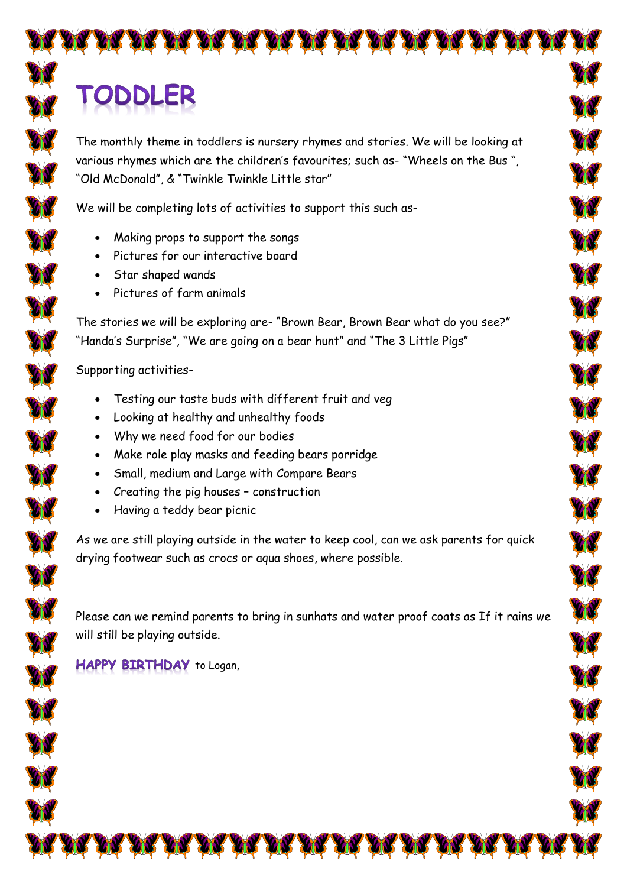# TODDLER

The monthly theme in toddlers is nursery rhymes and stories. We will be looking at various rhymes which are the children's favourites; such as- "Wheels on the Bus ", "Old McDonald", & "Twinkle Twinkle Little star"

We will be completing lots of activities to support this such as-

- Making props to support the songs
- Pictures for our interactive board
- Star shaped wands
- Pictures of farm animals

The stories we will be exploring are- "Brown Bear, Brown Bear what do you see?" "Handa's Surprise", "We are going on a bear hunt" and "The 3 Little Pigs"

Supporting activities-

- Testing our taste buds with different fruit and veg
- Looking at healthy and unhealthy foods
- Why we need food for our bodies
- Make role play masks and feeding bears porridge
- Small, medium and Large with Compare Bears
- Creating the pig houses – construction
- Having a teddy bear picnic

As we are still playing outside in the water to keep cool, can we ask parents for quick drying footwear such as crocs or aqua shoes, where possible.

Please can we remind parents to bring in sunhats and water proof coats as If it rains we will still be playing outside.

**HAPPY BIRTHDAY** to Logan,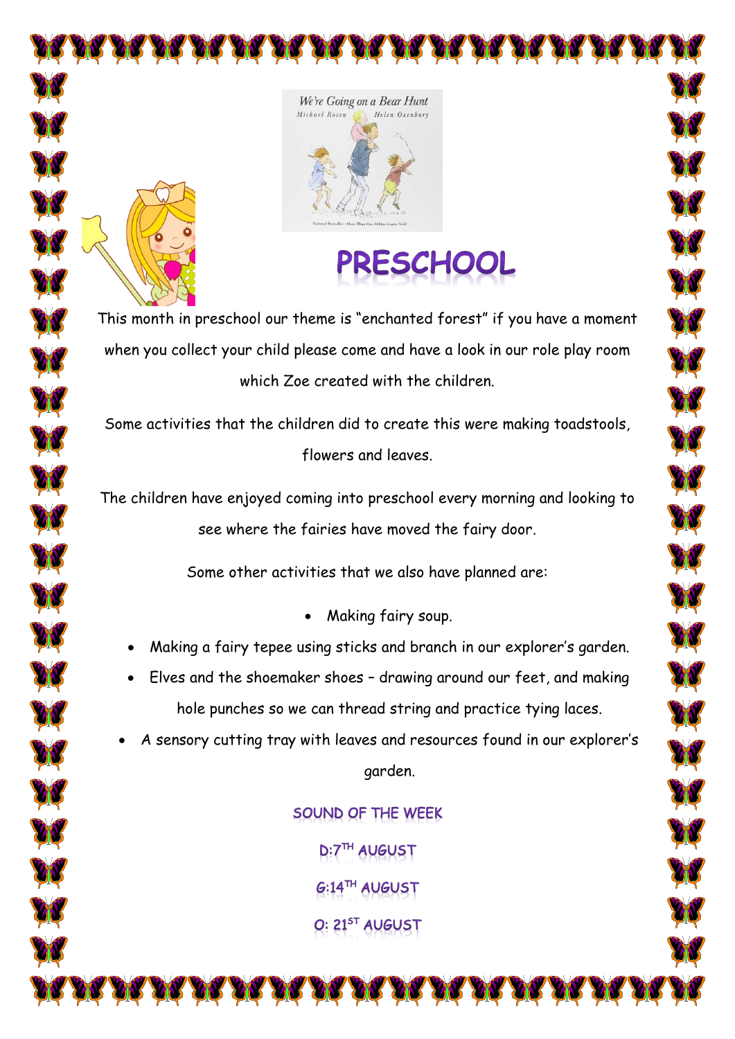# PRESCHOOL

This month in preschool our theme is "enchanted forest" if you have a moment when you collect your child please come and have a look in our role play room which Zoe created with the children.

Some activities that the children did to create this were making toadstools, flowers and leaves.

The children have enjoyed coming into preschool every morning and looking to see where the fairies have moved the fairy door.

Some other activities that we also have planned are:

- Making fairy soup.
- Making a fairy tepee using sticks and branch in our explorer's garden.
- Elves and the shoemaker shoes – drawing around our feet, and making hole punches so we can thread string and practice tying laces.
- A sensory cutting tray with leaves and resources found in our explorer's garden.

## SOUND OF THE WEEK

D:7TH AUGUST

G:14TH AUGUST

O: 21ST AUGUST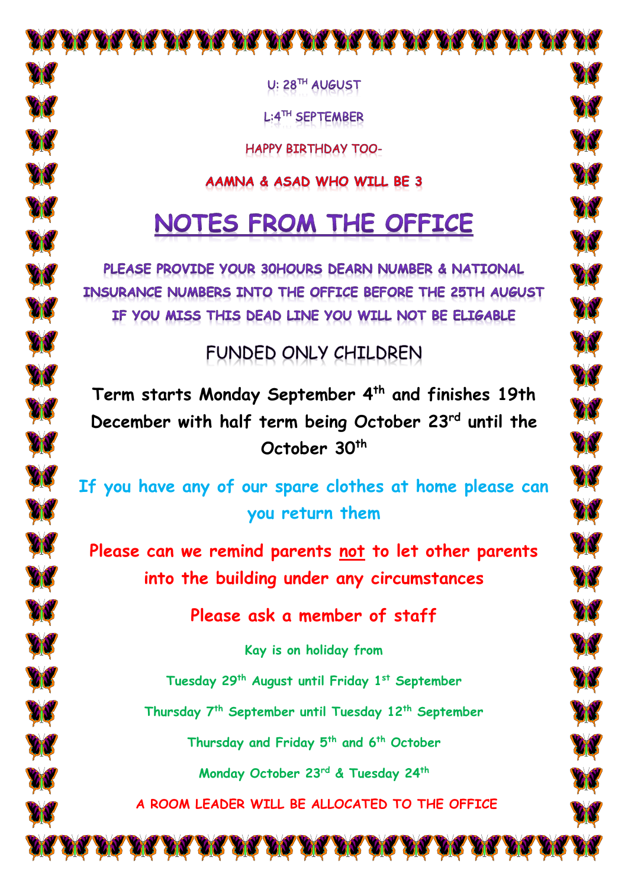U: 28TH AUGUST

L:4TH SEPTEMBER

HAPPY BIRTHDAY TOO-

AAMNA & ASAD WHO WILL BE 3

# NOTES FROM THE OFFICE

PLEASE PROVIDE YOUR 30HOURS DEARN NUMBER & NATIONAL INSURANCE NUMBERS INTO THE OFFICE BEFORE THE 25TH AUGUST IF YOU MISS THIS DEAD LINE YOU WILL NOT BE ELIGABLE

## FUNDED ONLY CHILDREN

**Term starts Monday September 4th and finishes 19th December with half term being October 23rd until the October 30th**

**If you have any of our spare clothes at home please can you return them**

**Please can we remind parents not to let other parents into the building under any circumstances**

**Please ask a member of staff**

**Kay is on holiday from**

**Tuesday 29th August until Friday 1st September**

**Thursday 7th September until Tuesday 12th September**

**Thursday and Friday 5th and 6th October**

**Monday October 23rd & Tuesday 24th**

**A ROOM LEADER WILL BE ALLOCATED TO THE OFFICE**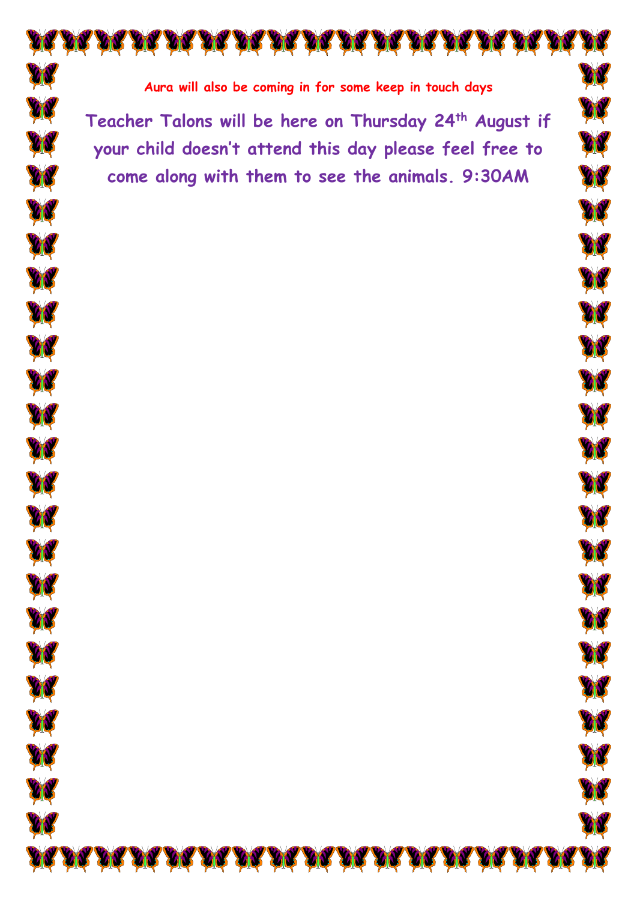**Aura will also be coming in for some keep in touch days**

**Teacher Talons will be here on Thursday 24th August if your child doesn't attend this day please feel free to come along with them to see the animals. 9:30AM**